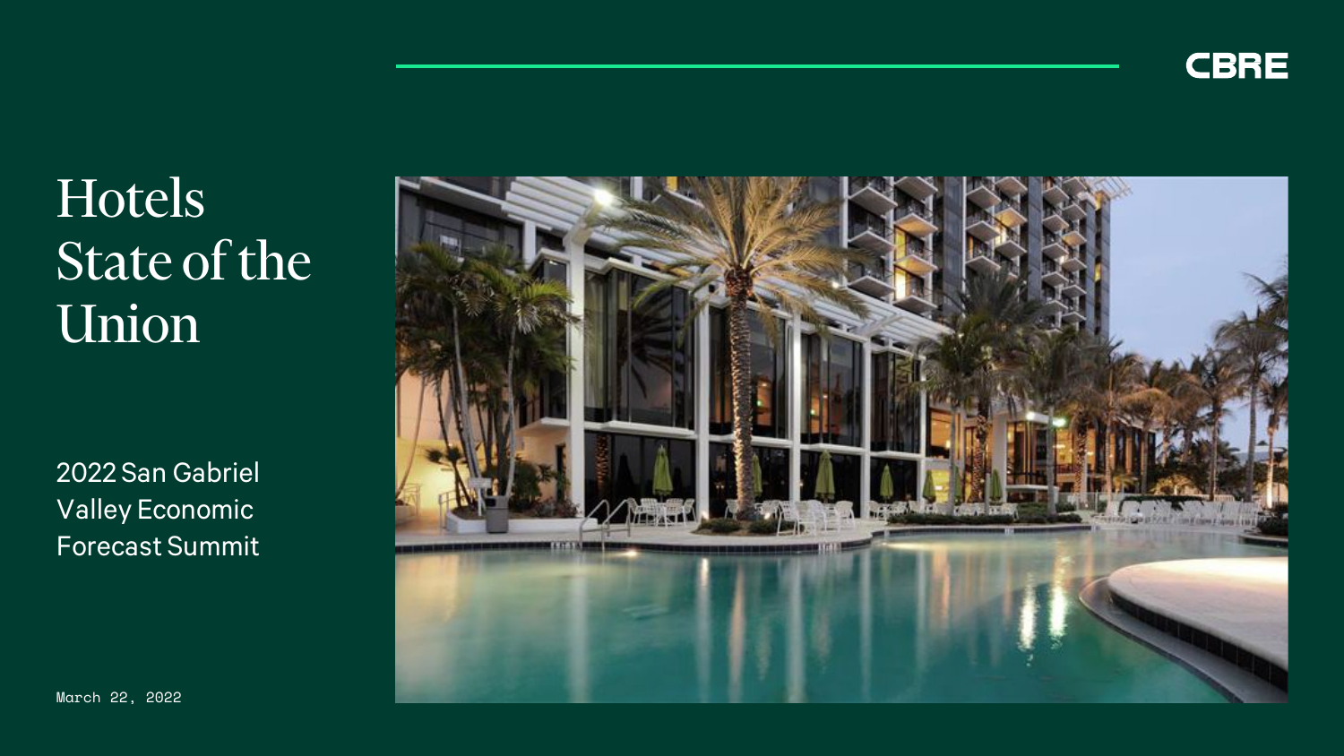CBRE

# Hotels State of the Union

2022 San Gabriel Valley Economic Forecast Summit

March 22, 2022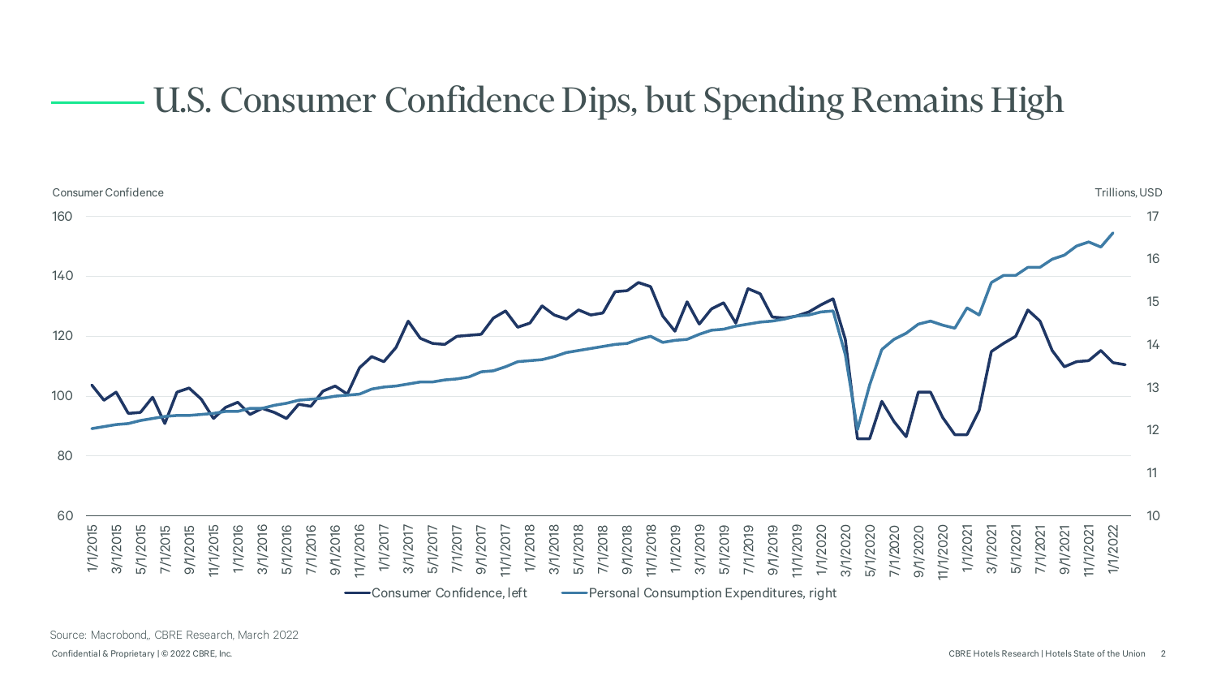# U.S. Consumer Confidence Dips, but Spending Remains High

Consumer Confidence

Trillions, USD

Consumer Confidence, left — Personal Consumption Expenditures, right

Source: Macrobond,, CBRE Research, March 2022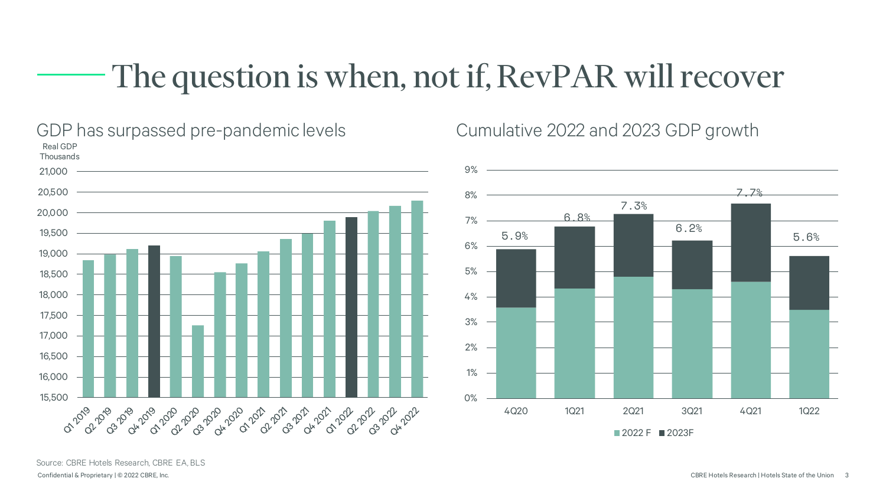# The question is when, not if, RevPAR will recover

## GDP has surpassed pre-pandemic levels

Real GDP
Thousands

21,000
20,500
20,000
19,500
19,000
18,500
18,000
17,500
17,000
16,500
16,000
15,500

Q1 2019, Q2 2019, Q3 2019, Q4 2019, Q1 2020, Q2 2020, Q3 2020, Q4 2020, Q1 2021, Q2 2021, Q3 2021, Q4 2021, Q1 2022, Q2 2022, Q3 2022, Q4 2022

## Cumulative 2022 and 2023 GDP growth

| | 4Q20 | 1Q21 | 2Q21 | 3Q21 | 4Q21 | 1Q22 |
|---|---|---|---|---|---|---|
| Total | 5.9% | 6.8% | 7.3% | 6.2% | 7.7% | 5.6% |

2022 F ■ 2023F

Source: CBRE Hotels Research, CBRE EA, BLS

Confidential & Proprietary | © 2022 CBRE, Inc.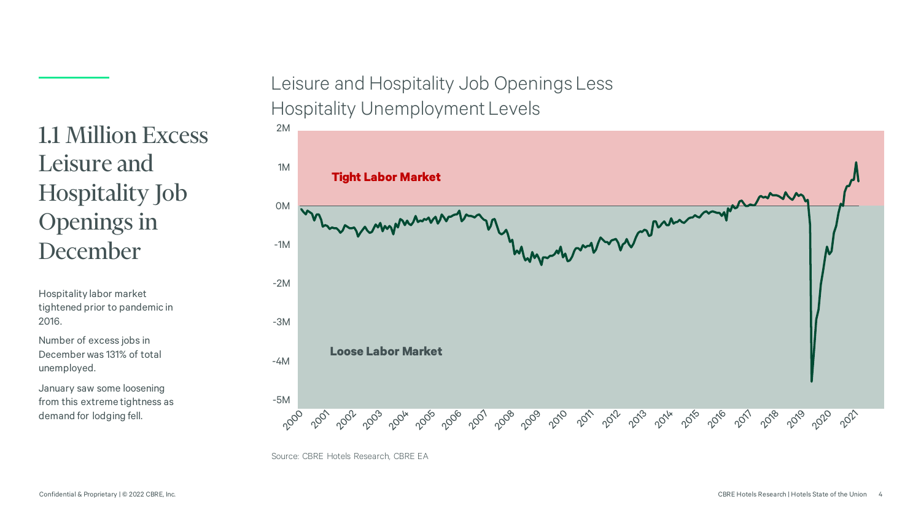# 1.1 Million Excess Leisure and Hospitality Job Openings in December

Hospitality labor market tightened prior to pandemic in 2016.

Number of excess jobs in December was 131% of total unemployed.

January saw some loosening from this extreme tightness as demand for lodging fell.

## Leisure and Hospitality Job Openings Less Hospitality Unemployment Levels

Source: CBRE Hotels Research, CBRE EA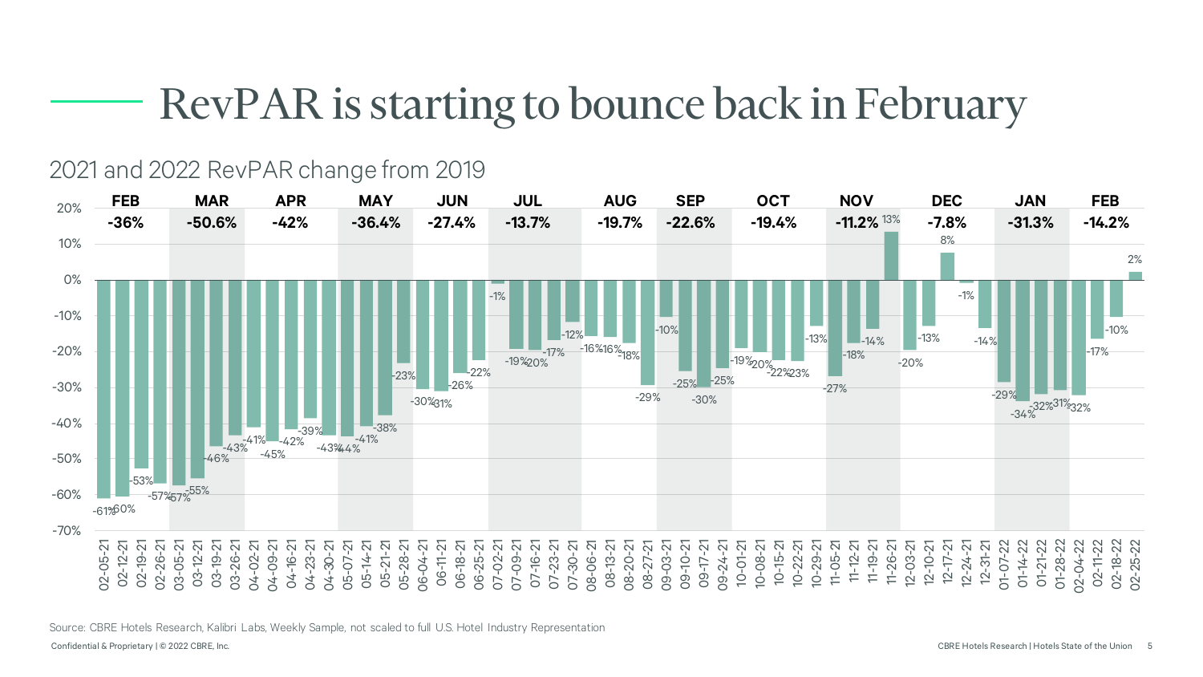# RevPAR is starting to bounce back in February

## 2021 and 2022 RevPAR change from 2019

| Month | FEB | MAR | APR | MAY | JUN | JUL | AUG | SEP | OCT | NOV | DEC | JAN | FEB |
|---|---|---|---|---|---|---|---|---|---|---|---|---|---|
| Change | -36% | -50.6% | -42% | -36.4% | -27.4% | -13.7% | -19.7% | -22.6% | -19.4% | -11.2% | -7.8% | -31.3% | -14.2% |

| Week | RevPAR change |
|---|---|
| 02-05-21 | -61% |
| 02-12-21 | -60% |
| 02-19-21 | -53% |
| 02-26-21 | -57% |
| 03-05-21 | -57% |
| 03-12-21 | -55% |
| 03-19-21 | -46% |
| 03-26-21 | -43% |
| 04-02-21 | -41% |
| 04-09-21 | -45% |
| 04-16-21 | -42% |
| 04-23-21 | -39% |
| 04-30-21 | -43% |
| 05-07-21 | -44% |
| 05-14-21 | -41% |
| 05-21-21 | -38% |
| 05-28-21 | -23% |
| 06-04-21 | -30% |
| 06-11-21 | -31% |
| 06-18-21 | -26% |
| 06-25-21 | -22% |
| 07-02-21 | -1% |
| 07-09-21 | -19% |
| 07-16-21 | -20% |
| 07-23-21 | -17% |
| 07-30-21 | -12% |
| 08-06-21 | -16% |
| 08-13-21 | -16% |
| 08-20-21 | -18% |
| 08-27-21 | -29% |
| 09-03-21 | -10% |
| 09-10-21 | -25% |
| 09-17-21 | -30% |
| 09-24-21 | -25% |
| 10-01-21 | -19% |
| 10-08-21 | -20% |
| 10-15-21 | -22% |
| 10-22-21 | -23% |
| 10-29-21 | -13% |
| 11-05-21 | -27% |
| 11-12-21 | -18% |
| 11-19-21 | -14% |
| 11-26-21 | 13% |
| 12-03-21 | -20% |
| 12-10-21 | -13% |
| 12-17-21 | 8% |
| 12-24-21 | -1% |
| 12-31-21 | -14% |
| 01-07-22 | -29% |
| 01-14-22 | -34% |
| 01-21-22 | -32% |
| 01-28-22 | -31% |
| 02-04-22 | -32% |
| 02-11-22 | -17% |
| 02-18-22 | -10% |
| 02-25-22 | 2% |

Source: CBRE Hotels Research, Kalibri Labs, Weekly Sample, not scaled to full U.S. Hotel Industry Representation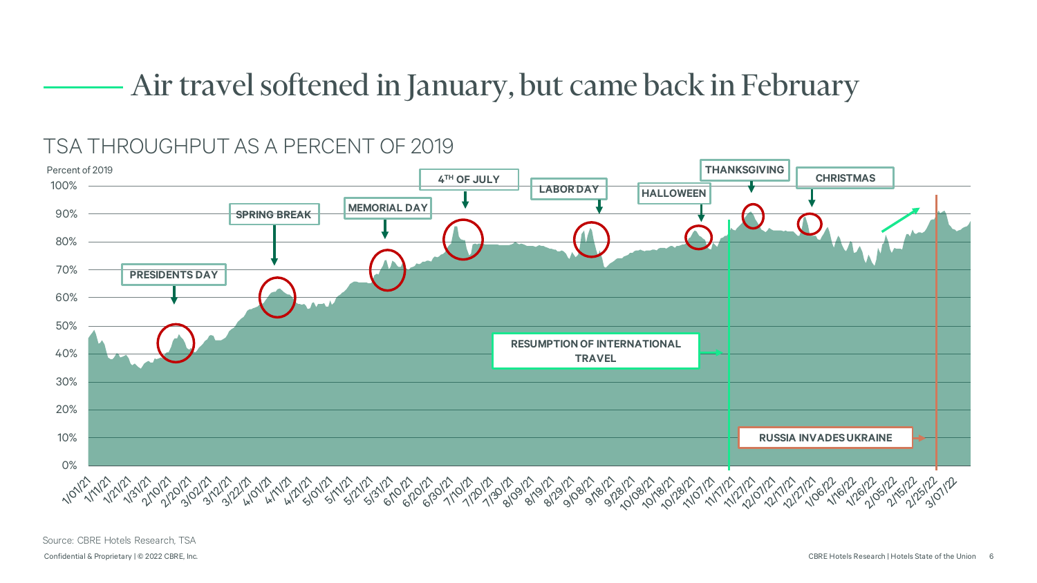# Air travel softened in January, but came back in February

## TSA THROUGHPUT AS A PERCENT OF 2019

Percent of 2019

PRESIDENTS DAY

SPRING BREAK

MEMORIAL DAY

4TH OF JULY

LABOR DAY

HALLOWEEN

THANKSGIVING

CHRISTMAS

RESUMPTION OF INTERNATIONAL TRAVEL

RUSSIA INVADES UKRAINE

Source: CBRE Hotels Research, TSA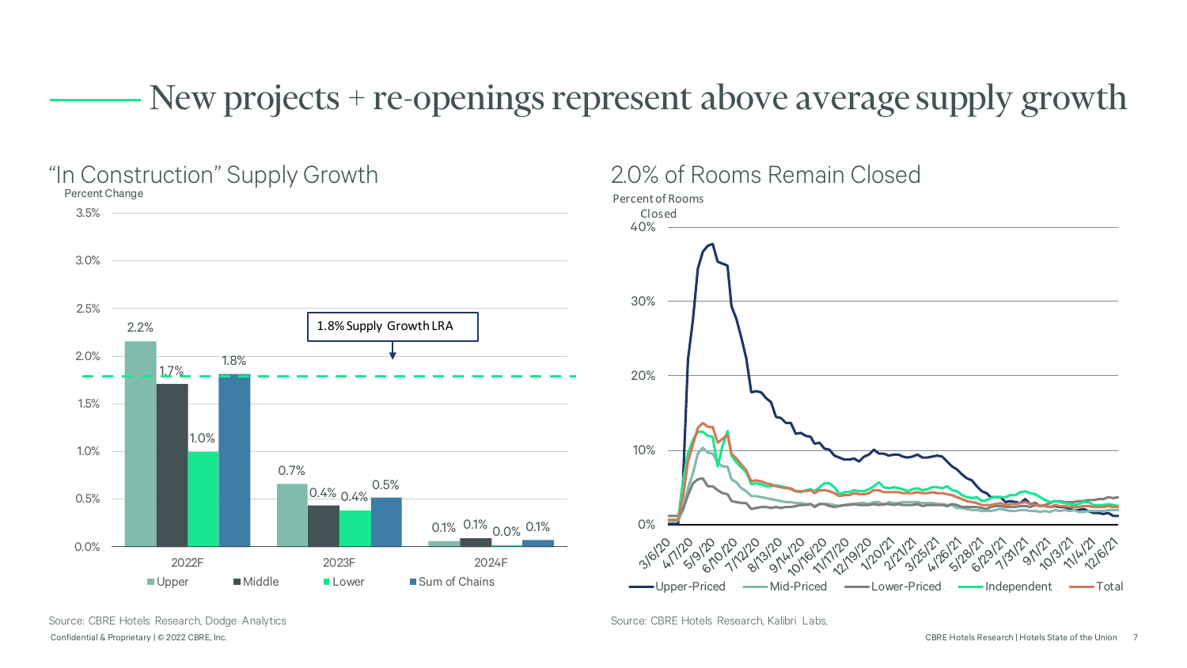# New projects + re-openings represent above average supply growth

## "In Construction" Supply Growth

Percent Change

| | Upper | Middle | Lower | Sum of Chains |
|---|---|---|---|---|
| 2022F | 2.2% | 1.7% | 1.0% | 1.8% |
| 2023F | 0.7% | 0.4% | 0.4% | 0.5% |
| 2024F | 0.1% | 0.1% | 0.0% | 0.1% |

1.8% Supply Growth LRA

Source: CBRE Hotels Research, Dodge Analytics

## 2.0% of Rooms Remain Closed

Percent of Rooms Closed

Upper-Priced, Mid-Priced, Lower-Priced, Independent, Total

Source: CBRE Hotels Research, Kalibri Labs,

Confidential & Proprietary | © 2022 CBRE, Inc.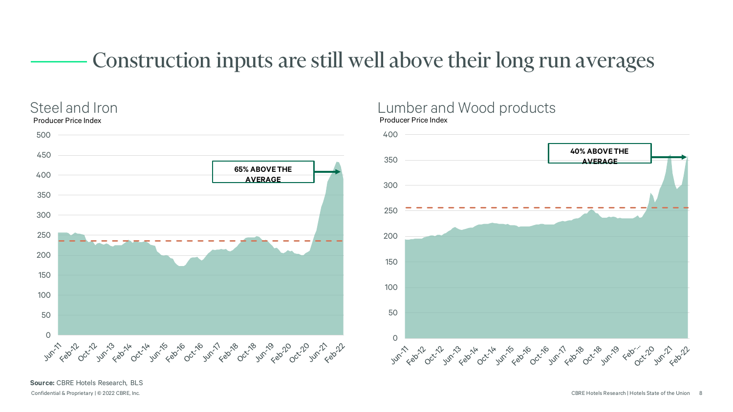# Construction inputs are still well above their long run averages

## Steel and Iron

Producer Price Index

65% ABOVE THE AVERAGE

## Lumber and Wood products

Producer Price Index

40% ABOVE THE AVERAGE

**Source:** CBRE Hotels Research, BLS

Confidential & Proprietary | © 2022 CBRE, Inc.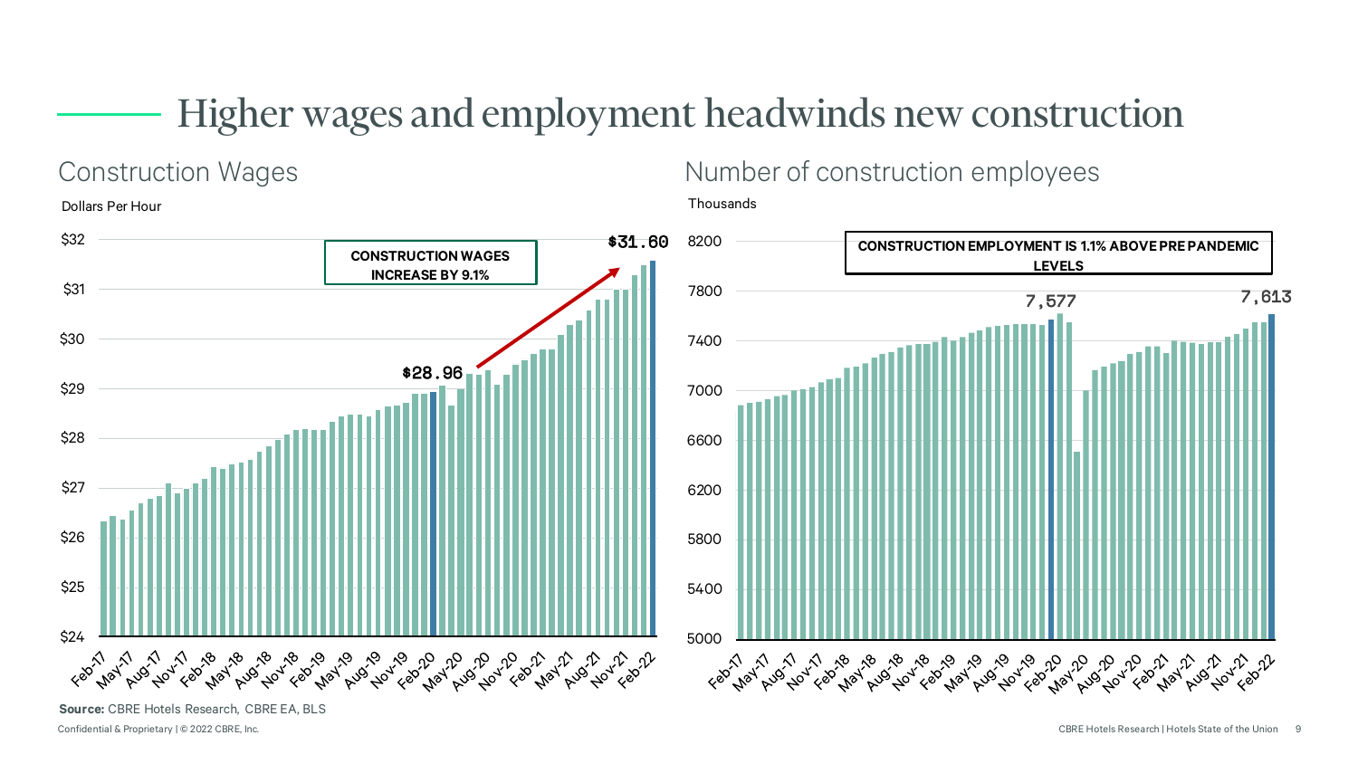# Higher wages and employment headwinds new construction

## Construction Wages

Dollars Per Hour

CONSTRUCTION WAGES INCREASE BY 9.1%

$28.96

$31.60

## Number of construction employees

Thousands

CONSTRUCTION EMPLOYMENT IS 1.1% ABOVE PRE PANDEMIC LEVELS

7,577

7,613

**Source:** CBRE Hotels Research, CBRE EA, BLS

Confidential & Proprietary | © 2022 CBRE, Inc.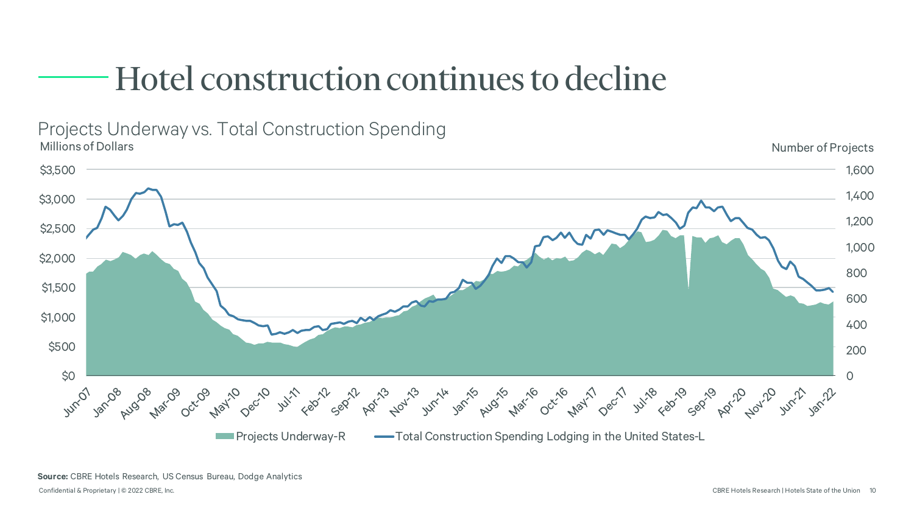# Hotel construction continues to decline

Projects Underway vs. Total Construction Spending

Millions of Dollars | Number of Projects

Projects Underway-R | Total Construction Spending Lodging in the United States-L

**Source:** CBRE Hotels Research, US Census Bureau, Dodge Analytics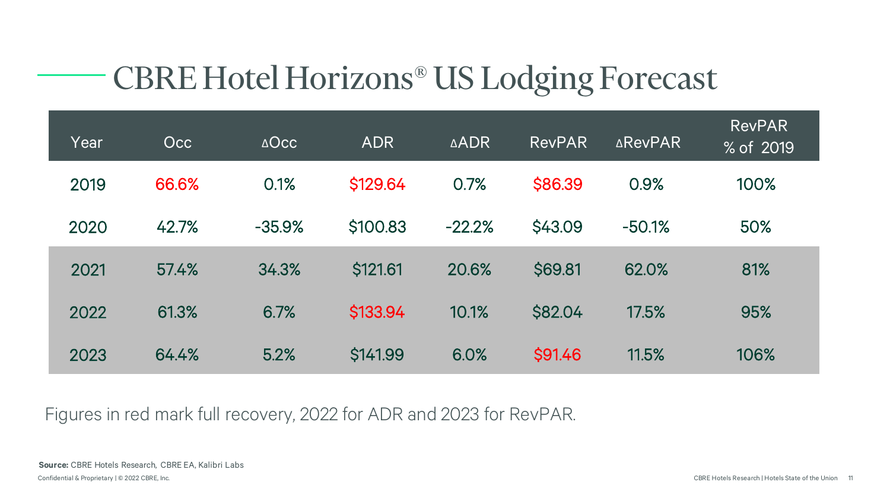# CBRE Hotel Horizons® US Lodging Forecast

| Year | Occ | ΔOcc | ADR | ΔADR | RevPAR | ΔRevPAR | RevPAR % of 2019 |
|---|---|---|---|---|---|---|---|
| 2019 | 66.6% | 0.1% | $129.64 | 0.7% | $86.39 | 0.9% | 100% |
| 2020 | 42.7% | -35.9% | $100.83 | -22.2% | $43.09 | -50.1% | 50% |
| 2021 | 57.4% | 34.3% | $121.61 | 20.6% | $69.81 | 62.0% | 81% |
| 2022 | 61.3% | 6.7% | $133.94 | 10.1% | $82.04 | 17.5% | 95% |
| 2023 | 64.4% | 5.2% | $141.99 | 6.0% | $91.46 | 11.5% | 106% |

Figures in red mark full recovery, 2022 for ADR and 2023 for RevPAR.

**Source:** CBRE Hotels Research, CBRE EA, Kalibri Labs

Confidential & Proprietary | © 2022 CBRE, Inc.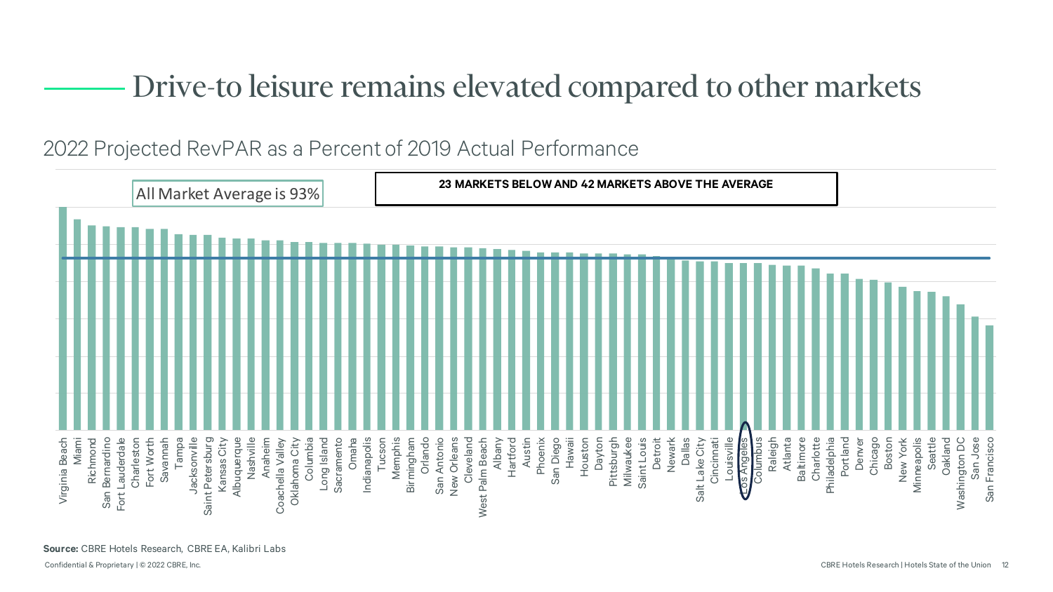# Drive-to leisure remains elevated compared to other markets

## 2022 Projected RevPAR as a Percent of 2019 Actual Performance

All Market Average is 93%

**23 MARKETS BELOW AND 42 MARKETS ABOVE THE AVERAGE**

Markets (in descending order): Virginia Beach, Miami, Richmond, San Bernardino, Fort Lauderdale, Charleston, Fort Worth, Savannah, Tampa, Jacksonville, Saint Petersburg, Kansas City, Albuquerque, Nashville, Anaheim, Coachella Valley, Oklahoma City, Columbia, Long Island, Sacramento, Omaha, Indianapolis, Tucson, Memphis, Birmingham, Orlando, San Antonio, New Orleans, Cleveland, West Palm Beach, Albany, Hartford, Austin, Phoenix, San Diego, Hawaii, Houston, Dayton, Pittsburgh, Milwaukee, Saint Louis, Detroit, Newark, Dallas, Salt Lake City, Cincinnati, Louisville, Los Angeles, Columbus, Raleigh, Atlanta, Baltimore, Charlotte, Philadelphia, Portland, Denver, Chicago, Boston, New York, Minneapolis, Seattle, Oakland, Washington DC, San Jose, San Francisco

**Source:** CBRE Hotels Research, CBRE EA, Kalibri Labs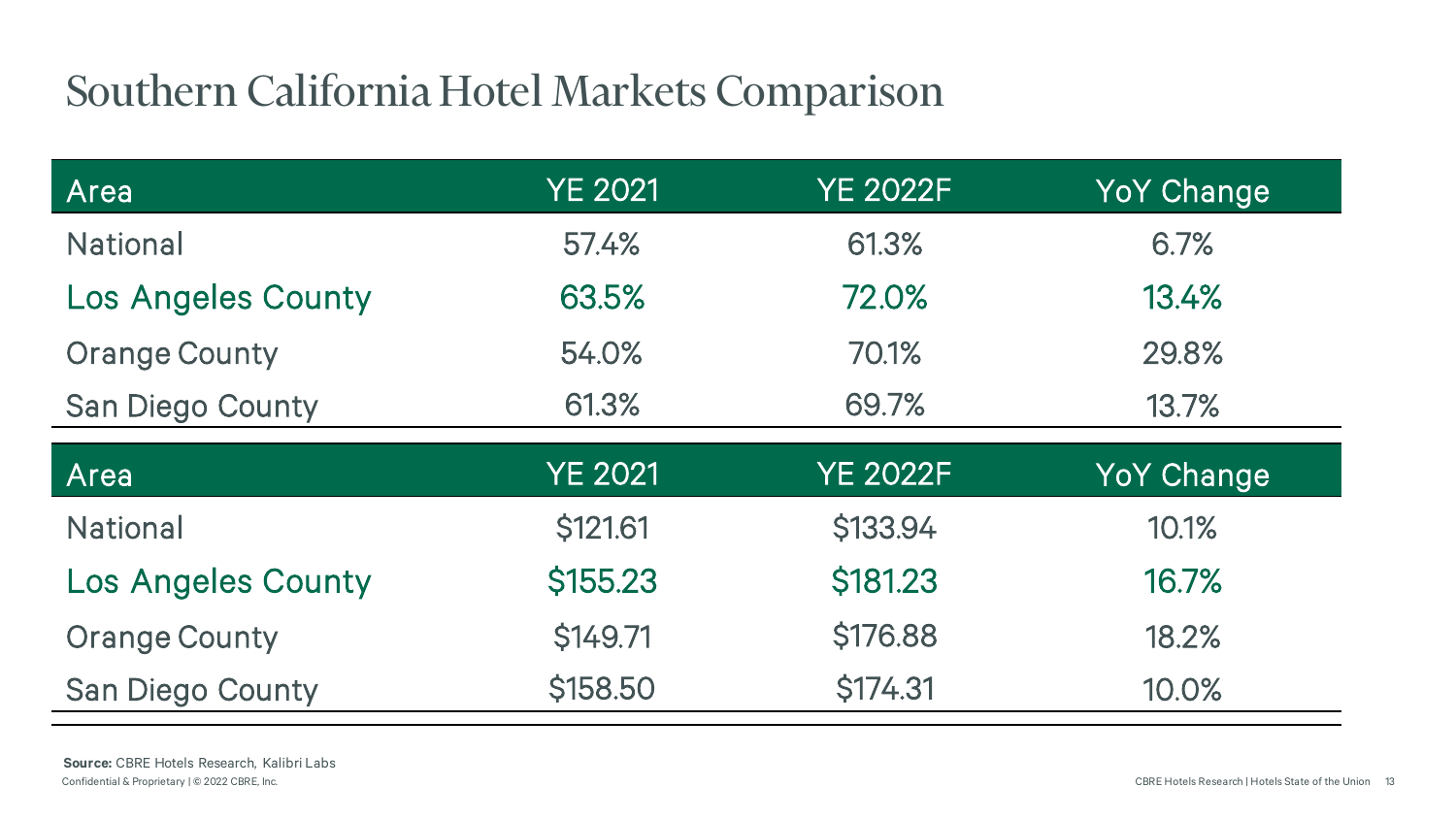# Southern California Hotel Markets Comparison

| Area | YE 2021 | YE 2022F | YoY Change |
|---|---|---|---|
| National | 57.4% | 61.3% | 6.7% |
| Los Angeles County | 63.5% | 72.0% | 13.4% |
| Orange County | 54.0% | 70.1% | 29.8% |
| San Diego County | 61.3% | 69.7% | 13.7% |

| Area | YE 2021 | YE 2022F | YoY Change |
|---|---|---|---|
| National | $121.61 | $133.94 | 10.1% |
| Los Angeles County | $155.23 | $181.23 | 16.7% |
| Orange County | $149.71 | $176.88 | 18.2% |
| San Diego County | $158.50 | $174.31 | 10.0% |

**Source:** CBRE Hotels Research, Kalibri Labs

Confidential & Proprietary | © 2022 CBRE, Inc.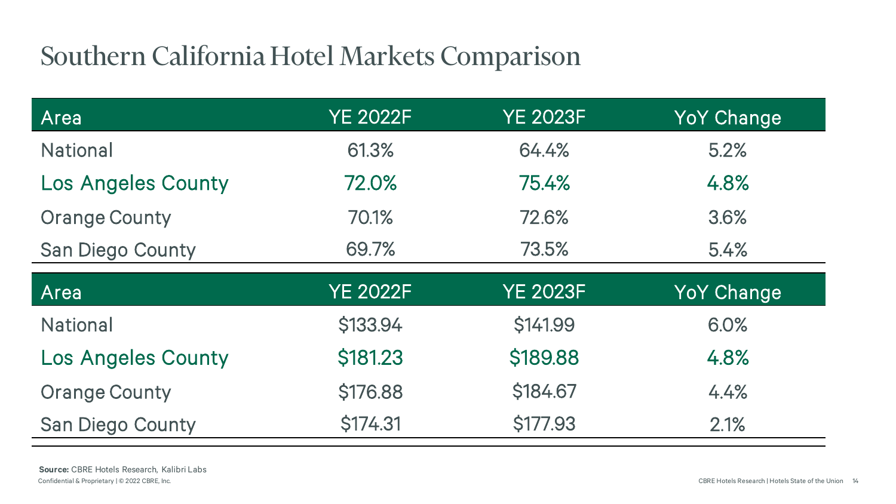# Southern California Hotel Markets Comparison

| Area | YE 2022F | YE 2023F | YoY Change |
|---|---|---|---|
| National | 61.3% | 64.4% | 5.2% |
| Los Angeles County | 72.0% | 75.4% | 4.8% |
| Orange County | 70.1% | 72.6% | 3.6% |
| San Diego County | 69.7% | 73.5% | 5.4% |

| Area | YE 2022F | YE 2023F | YoY Change |
|---|---|---|---|
| National | $133.94 | $141.99 | 6.0% |
| Los Angeles County | $181.23 | $189.88 | 4.8% |
| Orange County | $176.88 | $184.67 | 4.4% |
| San Diego County | $174.31 | $177.93 | 2.1% |

**Source:** CBRE Hotels Research, Kalibri Labs

Confidential & Proprietary | © 2022 CBRE, Inc.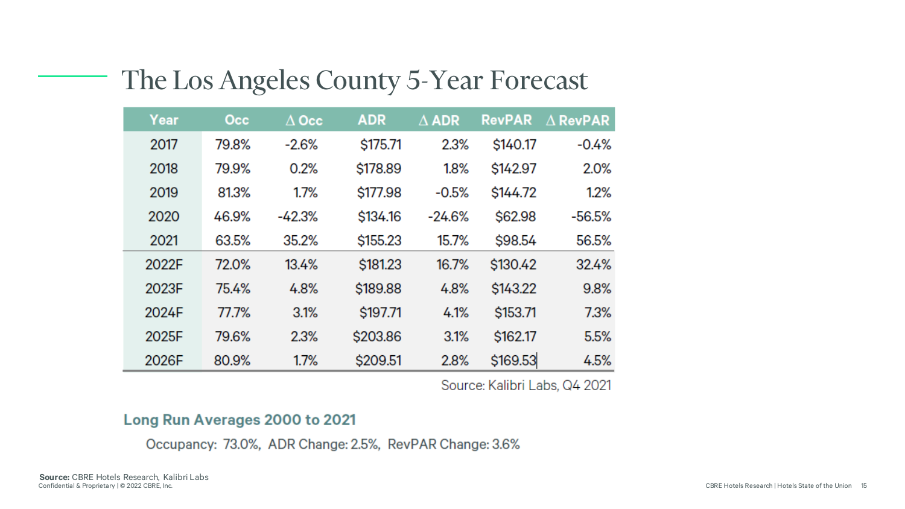# The Los Angeles County 5-Year Forecast

| Year | Occ | Δ Occ | ADR | Δ ADR | RevPAR | Δ RevPAR |
|---|---|---|---|---|---|---|
| 2017 | 79.8% | -2.6% | $175.71 | 2.3% | $140.17 | -0.4% |
| 2018 | 79.9% | 0.2% | $178.89 | 1.8% | $142.97 | 2.0% |
| 2019 | 81.3% | 1.7% | $177.98 | -0.5% | $144.72 | 1.2% |
| 2020 | 46.9% | -42.3% | $134.16 | -24.6% | $62.98 | -56.5% |
| 2021 | 63.5% | 35.2% | $155.23 | 15.7% | $98.54 | 56.5% |
| 2022F | 72.0% | 13.4% | $181.23 | 16.7% | $130.42 | 32.4% |
| 2023F | 75.4% | 4.8% | $189.88 | 4.8% | $143.22 | 9.8% |
| 2024F | 77.7% | 3.1% | $197.71 | 4.1% | $153.71 | 7.3% |
| 2025F | 79.6% | 2.3% | $203.86 | 3.1% | $162.17 | 5.5% |
| 2026F | 80.9% | 1.7% | $209.51 | 2.8% | $169.53 | 4.5% |

Source: Kalibri Labs, Q4 2021

**Long Run Averages 2000 to 2021**

Occupancy: 73.0%, ADR Change: 2.5%, RevPAR Change: 3.6%

**Source:** CBRE Hotels Research, Kalibri Labs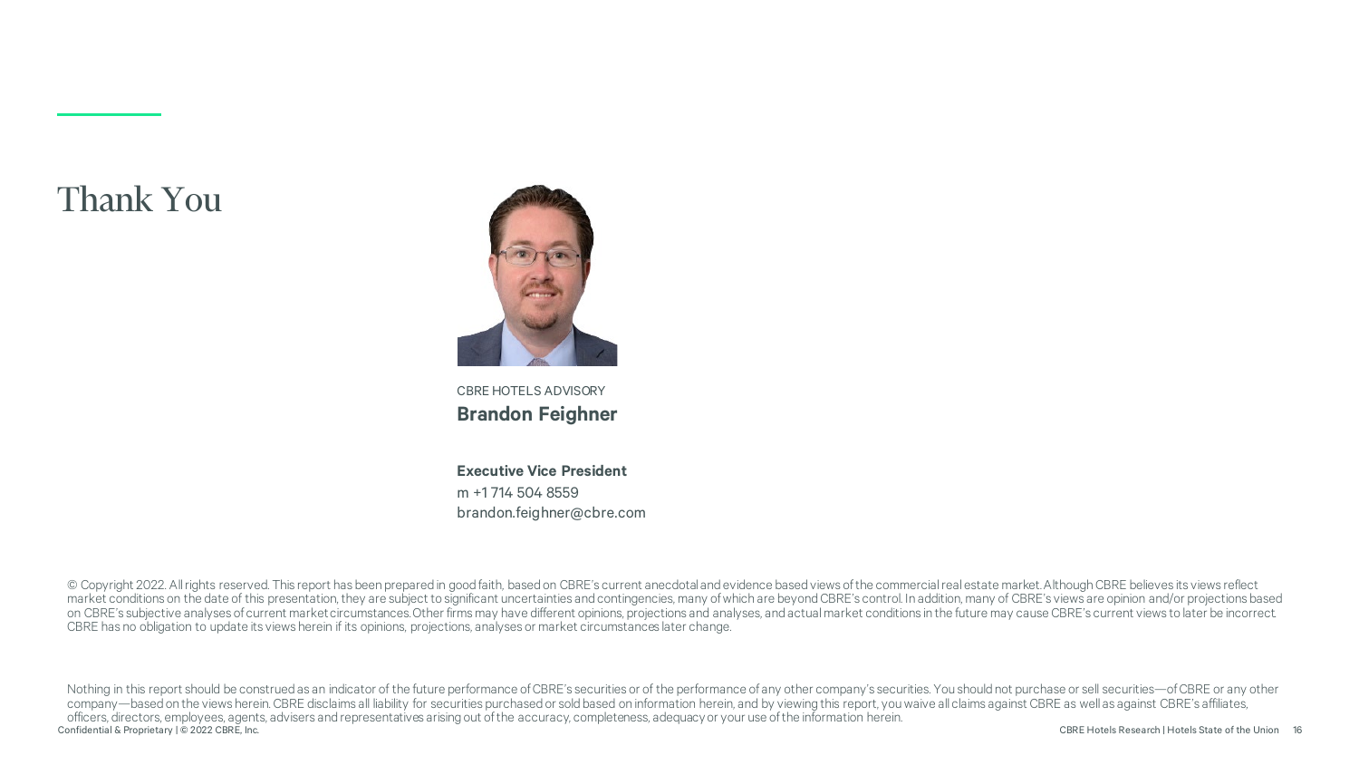# Thank You

CBRE HOTELS ADVISORY

**Brandon Feighner**

**Executive Vice President**

m +1 714 504 8559

brandon.feighner@cbre.com

© Copyright 2022. All rights reserved. This report has been prepared in good faith, based on CBRE's current anecdotal and evidence based views of the commercial real estate market. Although CBRE believes its views reflect market conditions on the date of this presentation, they are subject to significant uncertainties and contingencies, many of which are beyond CBRE's control. In addition, many of CBRE's views are opinion and/or projections based on CBRE's subjective analyses of current market circumstances. Other firms may have different opinions, projections and analyses, and actual market conditions in the future may cause CBRE's current views to later be incorrect. CBRE has no obligation to update its views herein if its opinions, projections, analyses or market circumstances later change.

Nothing in this report should be construed as an indicator of the future performance of CBRE's securities or of the performance of any other company's securities. You should not purchase or sell securities—of CBRE or any other company—based on the views herein. CBRE disclaims all liability for securities purchased or sold based on information herein, and by viewing this report, you waive all claims against CBRE as well as against CBRE's affiliates, officers, directors, employees, agents, advisers and representatives arising out of the accuracy, completeness, adequacy or your use of the information herein.